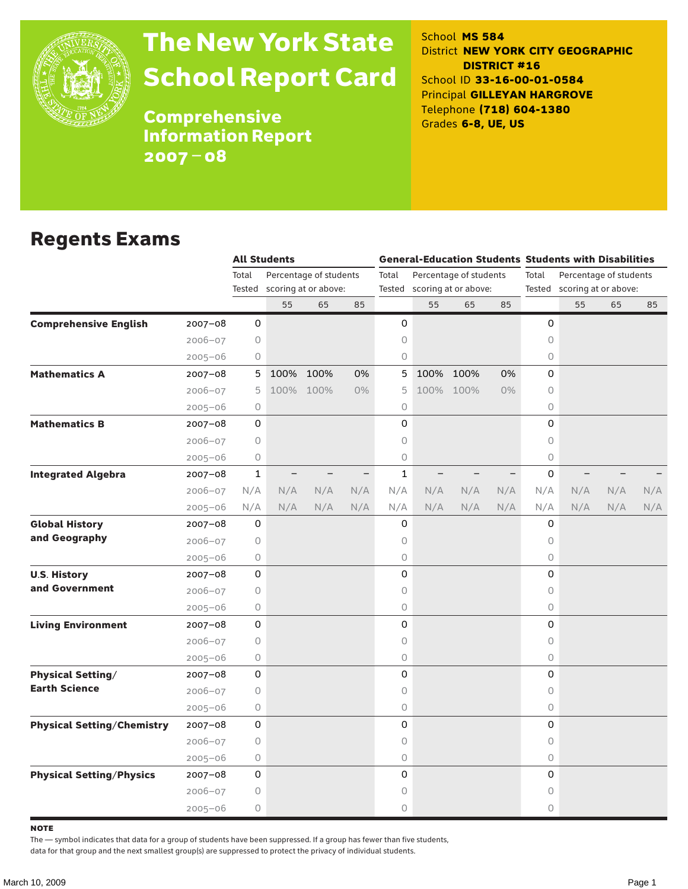# The New York State School Report Card

## Comprehensive Information Report 2007–08

School **MS 584**
District **NEW YORK CITY GEOGRAPHIC DISTRICT #16**
School ID **33-16-00-01-0584**
Principal **GILLEYAN HARGROVE**
Telephone **(718) 604-1380**
Grades **6-8, UE, US**

## Regents Exams

| | | All Students | | | | General-Education Students | | | | Students with Disabilities | | | |
|---|---|---|---|---|---|---|---|---|---|---|---|---|---|
| | | Total Tested | Percentage of students scoring at or above: | | | Total Tested | Percentage of students scoring at or above: | | | Total Tested | Percentage of students scoring at or above: | | |
| | | | 55 | 65 | 85 | | 55 | 65 | 85 | | 55 | 65 | 85 |
| **Comprehensive English** | 2007–08 | 0 | | | | 0 | | | | 0 | | | |
| | 2006–07 | 0 | | | | 0 | | | | 0 | | | |
| | 2005–06 | 0 | | | | 0 | | | | 0 | | | |
| **Mathematics A** | 2007–08 | 5 | 100% | 100% | 0% | 5 | 100% | 100% | 0% | 0 | | | |
| | 2006–07 | 5 | 100% | 100% | 0% | 5 | 100% | 100% | 0% | 0 | | | |
| | 2005–06 | 0 | | | | 0 | | | | 0 | | | |
| **Mathematics B** | 2007–08 | 0 | | | | 0 | | | | 0 | | | |
| | 2006–07 | 0 | | | | 0 | | | | 0 | | | |
| | 2005–06 | 0 | | | | 0 | | | | 0 | | | |
| **Integrated Algebra** | 2007–08 | 1 | – | – | – | 1 | – | – | – | 0 | – | – | – |
| | 2006–07 | N/A | N/A | N/A | N/A | N/A | N/A | N/A | N/A | N/A | N/A | N/A | N/A |
| | 2005–06 | N/A | N/A | N/A | N/A | N/A | N/A | N/A | N/A | N/A | N/A | N/A | N/A |
| **Global History and Geography** | 2007–08 | 0 | | | | 0 | | | | 0 | | | |
| | 2006–07 | 0 | | | | 0 | | | | 0 | | | |
| | 2005–06 | 0 | | | | 0 | | | | 0 | | | |
| **U.S. History and Government** | 2007–08 | 0 | | | | 0 | | | | 0 | | | |
| | 2006–07 | 0 | | | | 0 | | | | 0 | | | |
| | 2005–06 | 0 | | | | 0 | | | | 0 | | | |
| **Living Environment** | 2007–08 | 0 | | | | 0 | | | | 0 | | | |
| | 2006–07 | 0 | | | | 0 | | | | 0 | | | |
| | 2005–06 | 0 | | | | 0 | | | | 0 | | | |
| **Physical Setting/ Earth Science** | 2007–08 | 0 | | | | 0 | | | | 0 | | | |
| | 2006–07 | 0 | | | | 0 | | | | 0 | | | |
| | 2005–06 | 0 | | | | 0 | | | | 0 | | | |
| **Physical Setting/Chemistry** | 2007–08 | 0 | | | | 0 | | | | 0 | | | |
| | 2006–07 | 0 | | | | 0 | | | | 0 | | | |
| | 2005–06 | 0 | | | | 0 | | | | 0 | | | |
| **Physical Setting/Physics** | 2007–08 | 0 | | | | 0 | | | | 0 | | | |
| | 2006–07 | 0 | | | | 0 | | | | 0 | | | |
| | 2005–06 | 0 | | | | 0 | | | | 0 | | | |

**NOTE**

The — symbol indicates that data for a group of students have been suppressed. If a group has fewer than five students, data for that group and the next smallest group(s) are suppressed to protect the privacy of individual students.

March 10, 2009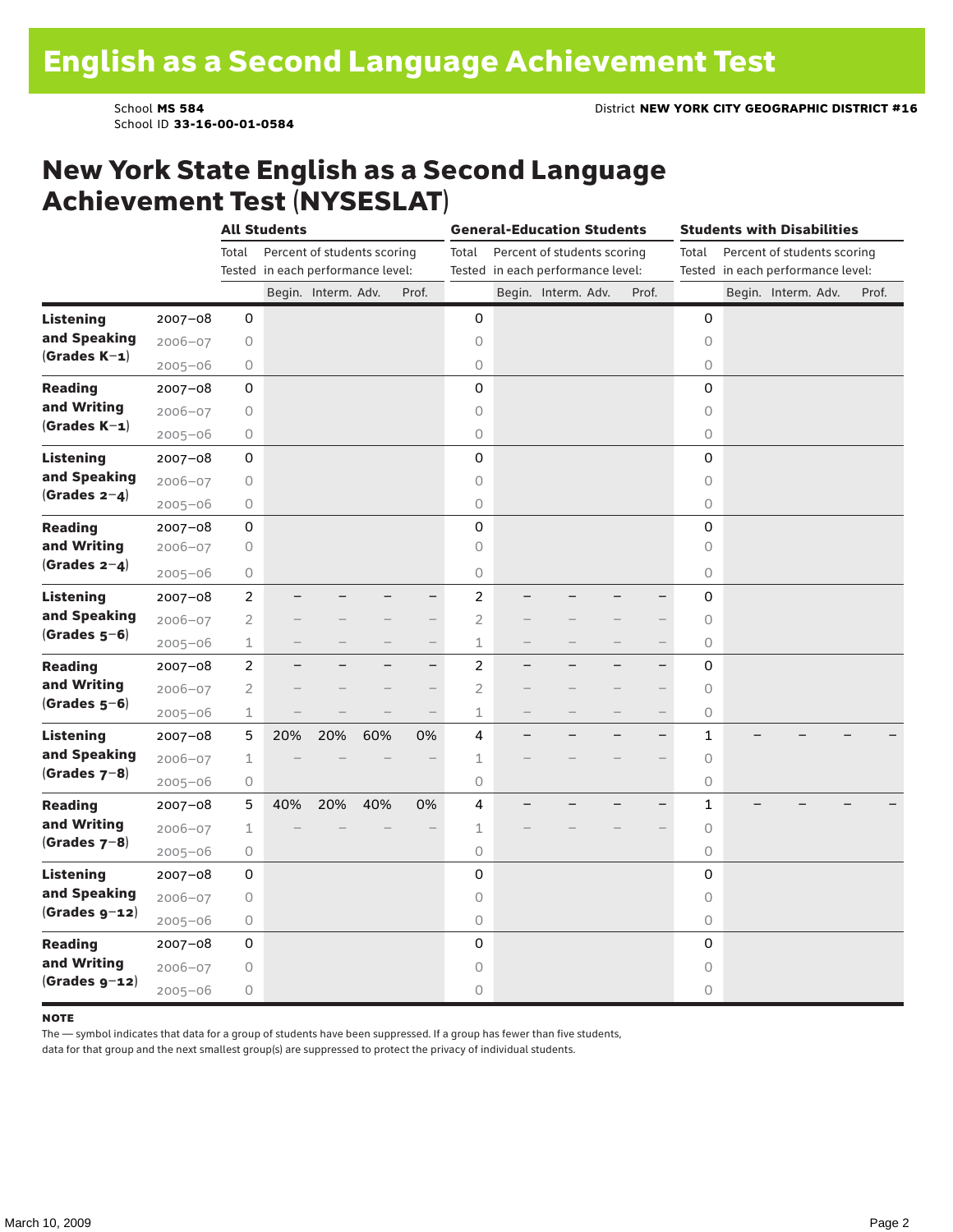# English as a Second Language Achievement Test

School **MS 584**
School ID **33-16-00-01-0584**

District **NEW YORK CITY GEOGRAPHIC DISTRICT #16**

## New York State English as a Second Language Achievement Test (NYSESLAT)

| | | All Students | | | | | General-Education Students | | | | | Students with Disabilities | | | | |
|---|---|---|---|---|---|---|---|---|---|---|---|---|---|---|---|---|
| | | Total Tested | Percent of students scoring in each performance level: | | | | Total Tested | Percent of students scoring in each performance level: | | | | Total Tested | Percent of students scoring in each performance level: | | | |
| | | | Begin. | Interm. | Adv. | Prof. | | Begin. | Interm. | Adv. | Prof. | | Begin. | Interm. | Adv. | Prof. |
| **Listening and Speaking (Grades K–1)** | 2007–08 | 0 | | | | | 0 | | | | | 0 | | | | |
| | 2006–07 | 0 | | | | | 0 | | | | | 0 | | | | |
| | 2005–06 | 0 | | | | | 0 | | | | | 0 | | | | |
| **Reading and Writing (Grades K–1)** | 2007–08 | 0 | | | | | 0 | | | | | 0 | | | | |
| | 2006–07 | 0 | | | | | 0 | | | | | 0 | | | | |
| | 2005–06 | 0 | | | | | 0 | | | | | 0 | | | | |
| **Listening and Speaking (Grades 2–4)** | 2007–08 | 0 | | | | | 0 | | | | | 0 | | | | |
| | 2006–07 | 0 | | | | | 0 | | | | | 0 | | | | |
| | 2005–06 | 0 | | | | | 0 | | | | | 0 | | | | |
| **Reading and Writing (Grades 2–4)** | 2007–08 | 0 | | | | | 0 | | | | | 0 | | | | |
| | 2006–07 | 0 | | | | | 0 | | | | | 0 | | | | |
| | 2005–06 | 0 | | | | | 0 | | | | | 0 | | | | |
| **Listening and Speaking (Grades 5–6)** | 2007–08 | 2 | – | – | – | – | 2 | – | – | – | – | 0 | | | | |
| | 2006–07 | 2 | – | – | – | – | 2 | – | – | – | – | 0 | | | | |
| | 2005–06 | 1 | – | – | – | – | 1 | – | – | – | – | 0 | | | | |
| **Reading and Writing (Grades 5–6)** | 2007–08 | 2 | – | – | – | – | 2 | – | – | – | – | 0 | | | | |
| | 2006–07 | 2 | – | – | – | – | 2 | – | – | – | – | 0 | | | | |
| | 2005–06 | 1 | – | – | – | – | 1 | – | – | – | – | 0 | | | | |
| **Listening and Speaking (Grades 7–8)** | 2007–08 | 5 | 20% | 20% | 60% | 0% | 4 | – | – | – | – | 1 | – | – | – | – |
| | 2006–07 | 1 | – | – | – | – | 1 | – | – | – | – | 0 | | | | |
| | 2005–06 | 0 | | | | | 0 | | | | | 0 | | | | |
| **Reading and Writing (Grades 7–8)** | 2007–08 | 5 | 40% | 20% | 40% | 0% | 4 | – | – | – | – | 1 | – | – | – | – |
| | 2006–07 | 1 | – | – | – | – | 1 | – | – | – | – | 0 | | | | |
| | 2005–06 | 0 | | | | | 0 | | | | | 0 | | | | |
| **Listening and Speaking (Grades 9–12)** | 2007–08 | 0 | | | | | 0 | | | | | 0 | | | | |
| | 2006–07 | 0 | | | | | 0 | | | | | 0 | | | | |
| | 2005–06 | 0 | | | | | 0 | | | | | 0 | | | | |
| **Reading and Writing (Grades 9–12)** | 2007–08 | 0 | | | | | 0 | | | | | 0 | | | | |
| | 2006–07 | 0 | | | | | 0 | | | | | 0 | | | | |
| | 2005–06 | 0 | | | | | 0 | | | | | 0 | | | | |

**NOTE**

The — symbol indicates that data for a group of students have been suppressed. If a group has fewer than five students, data for that group and the next smallest group(s) are suppressed to protect the privacy of individual students.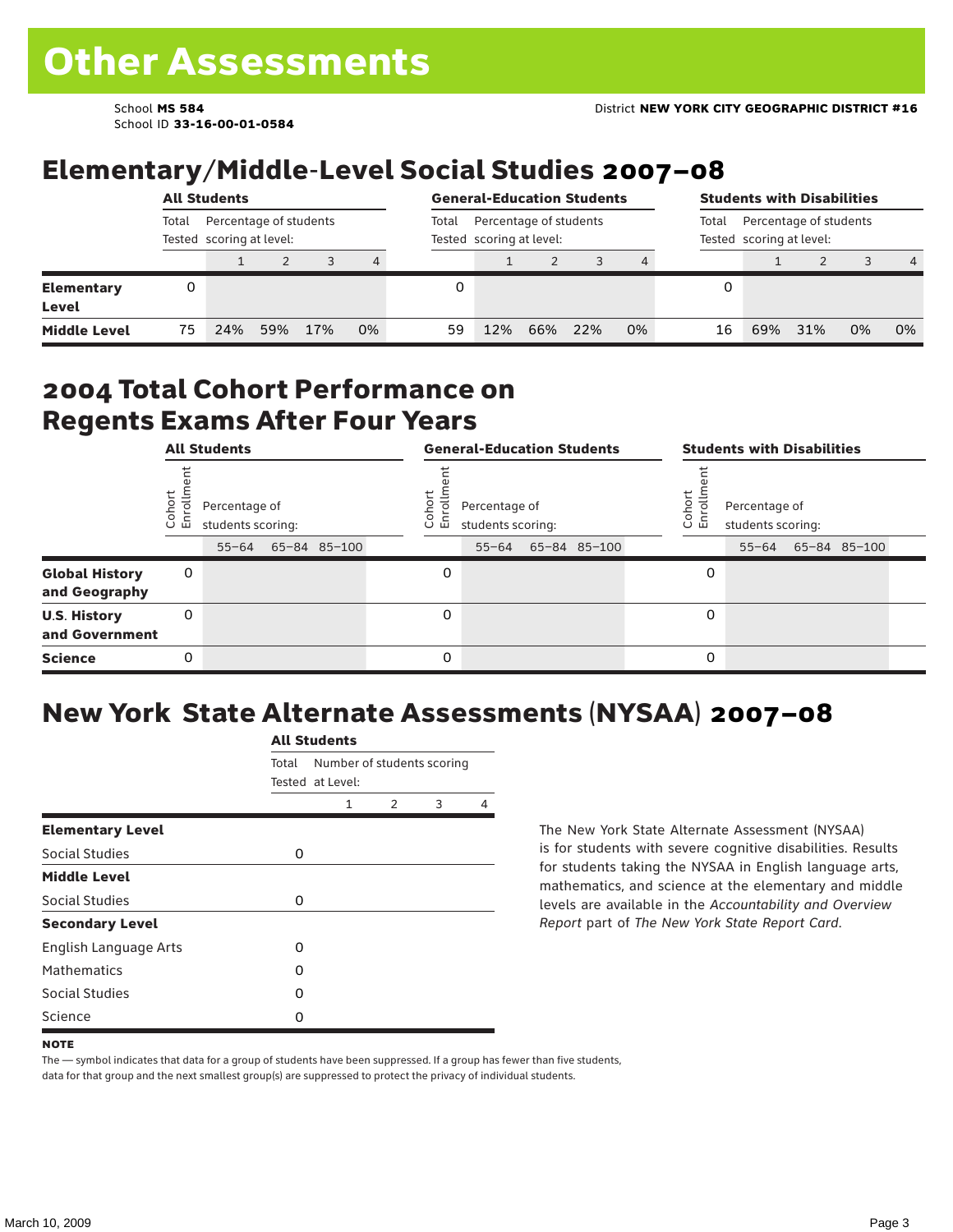# Other Assessments

School **MS 584**
School ID **33-16-00-01-0584**

District **NEW YORK CITY GEOGRAPHIC DISTRICT #16**

## Elementary/Middle-Level Social Studies 2007–08

| | All Students | | | | | General-Education Students | | | | | Students with Disabilities | | | | |
|---|---|---|---|---|---|---|---|---|---|---|---|---|---|---|---|
| | Total Tested | Percentage of students scoring at level: | | | | Total Tested | Percentage of students scoring at level: | | | | Total Tested | Percentage of students scoring at level: | | | |
| | | 1 | 2 | 3 | 4 | | 1 | 2 | 3 | 4 | | 1 | 2 | 3 | 4 |
| **Elementary Level** | 0 | | | | | 0 | | | | | 0 | | | | |
| **Middle Level** | 75 | 24% | 59% | 17% | 0% | 59 | 12% | 66% | 22% | 0% | 16 | 69% | 31% | 0% | 0% |

## 2004 Total Cohort Performance on Regents Exams After Four Years

| | All Students | | | | General-Education Students | | | | Students with Disabilities | | | |
|---|---|---|---|---|---|---|---|---|---|---|---|---|
| | Cohort Enrollment | Percentage of students scoring: | | | Cohort Enrollment | Percentage of students scoring: | | | Cohort Enrollment | Percentage of students scoring: | | |
| | | 55–64 | 65–84 | 85–100 | | 55–64 | 65–84 | 85–100 | | 55–64 | 65–84 | 85–100 |
| **Global History and Geography** | 0 | | | | 0 | | | | 0 | | | |
| **U.S. History and Government** | 0 | | | | 0 | | | | 0 | | | |
| **Science** | 0 | | | | 0 | | | | 0 | | | |

## New York State Alternate Assessments (NYSAA) 2007–08

| | All Students | | | | |
|---|---|---|---|---|---|
| | Total Tested | Number of students scoring at Level: | | | |
| | | 1 | 2 | 3 | 4 |
| **Elementary Level** | | | | | |
| Social Studies | 0 | | | | |
| **Middle Level** | | | | | |
| Social Studies | 0 | | | | |
| **Secondary Level** | | | | | |
| English Language Arts | 0 | | | | |
| Mathematics | 0 | | | | |
| Social Studies | 0 | | | | |
| Science | 0 | | | | |

The New York State Alternate Assessment (NYSAA) is for students with severe cognitive disabilities. Results for students taking the NYSAA in English language arts, mathematics, and science at the elementary and middle levels are available in the *Accountability and Overview Report* part of *The New York State Report Card*.

**NOTE**

The — symbol indicates that data for a group of students have been suppressed. If a group has fewer than five students, data for that group and the next smallest group(s) are suppressed to protect the privacy of individual students.

March 10, 2009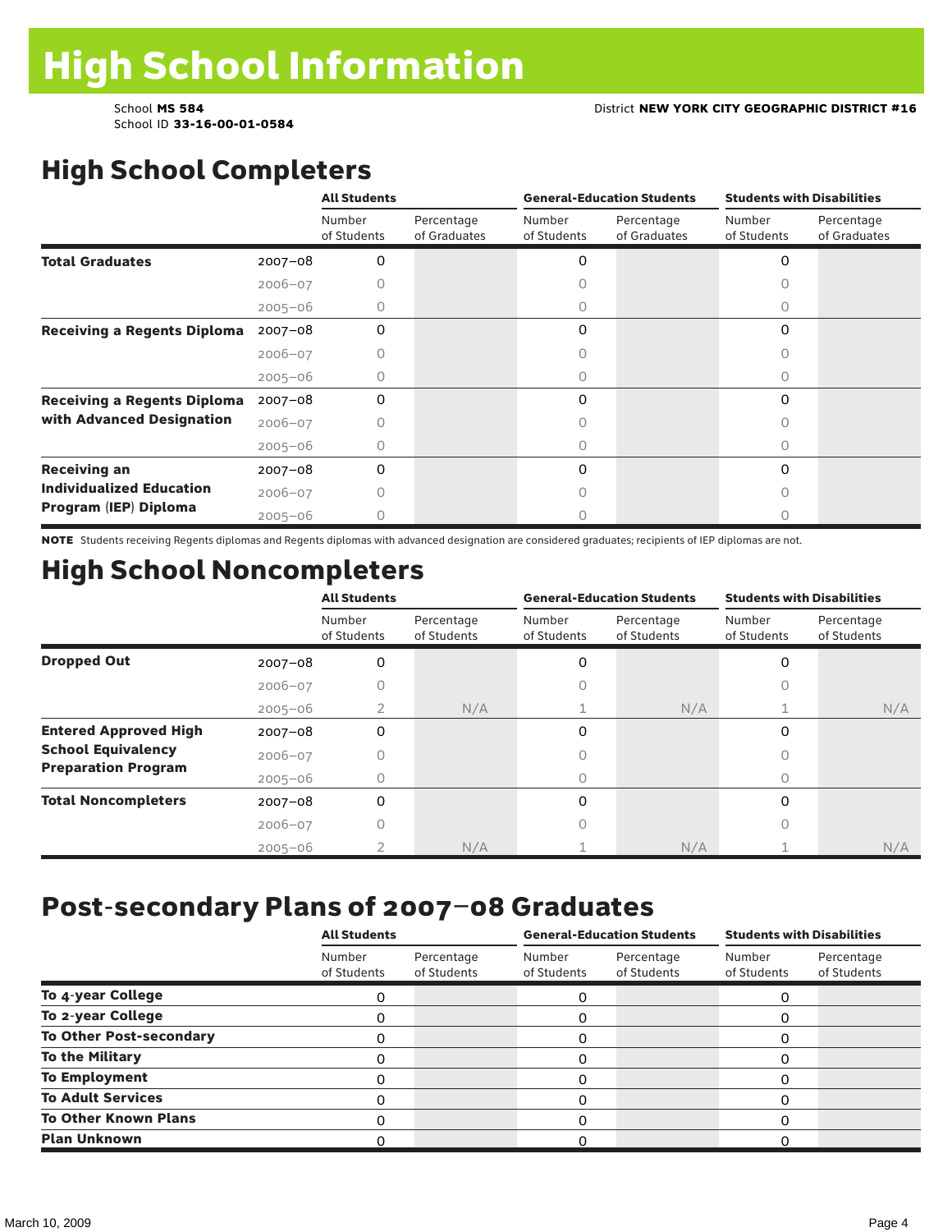# High School Information

School **MS 584**
School ID **33-16-00-01-0584**

District **NEW YORK CITY GEOGRAPHIC DISTRICT #16**

## High School Completers

| | | All Students | | General-Education Students | | Students with Disabilities | |
|---|---|---|---|---|---|---|---|
| | | Number of Students | Percentage of Graduates | Number of Students | Percentage of Graduates | Number of Students | Percentage of Graduates |
| **Total Graduates** | 2007–08 | 0 | | 0 | | 0 | |
| | 2006–07 | 0 | | 0 | | 0 | |
| | 2005–06 | 0 | | 0 | | 0 | |
| **Receiving a Regents Diploma** | 2007–08 | 0 | | 0 | | 0 | |
| | 2006–07 | 0 | | 0 | | 0 | |
| | 2005–06 | 0 | | 0 | | 0 | |
| **Receiving a Regents Diploma with Advanced Designation** | 2007–08 | 0 | | 0 | | 0 | |
| | 2006–07 | 0 | | 0 | | 0 | |
| | 2005–06 | 0 | | 0 | | 0 | |
| **Receiving an Individualized Education Program (IEP) Diploma** | 2007–08 | 0 | | 0 | | 0 | |
| | 2006–07 | 0 | | 0 | | 0 | |
| | 2005–06 | 0 | | 0 | | 0 | |

**NOTE** Students receiving Regents diplomas and Regents diplomas with advanced designation are considered graduates; recipients of IEP diplomas are not.

## High School Noncompleters

| | | All Students | | General-Education Students | | Students with Disabilities | |
|---|---|---|---|---|---|---|---|
| | | Number of Students | Percentage of Students | Number of Students | Percentage of Students | Number of Students | Percentage of Students |
| **Dropped Out** | 2007–08 | 0 | | 0 | | 0 | |
| | 2006–07 | 0 | | 0 | | 0 | |
| | 2005–06 | 2 | N/A | 1 | N/A | 1 | N/A |
| **Entered Approved High School Equivalency Preparation Program** | 2007–08 | 0 | | 0 | | 0 | |
| | 2006–07 | 0 | | 0 | | 0 | |
| | 2005–06 | 0 | | 0 | | 0 | |
| **Total Noncompleters** | 2007–08 | 0 | | 0 | | 0 | |
| | 2006–07 | 0 | | 0 | | 0 | |
| | 2005–06 | 2 | N/A | 1 | N/A | 1 | N/A |

## Post-secondary Plans of 2007–08 Graduates

| | All Students | | General-Education Students | | Students with Disabilities | |
|---|---|---|---|---|---|---|
| | Number of Students | Percentage of Students | Number of Students | Percentage of Students | Number of Students | Percentage of Students |
| **To 4-year College** | 0 | | 0 | | 0 | |
| **To 2-year College** | 0 | | 0 | | 0 | |
| **To Other Post-secondary** | 0 | | 0 | | 0 | |
| **To the Military** | 0 | | 0 | | 0 | |
| **To Employment** | 0 | | 0 | | 0 | |
| **To Adult Services** | 0 | | 0 | | 0 | |
| **To Other Known Plans** | 0 | | 0 | | 0 | |
| **Plan Unknown** | 0 | | 0 | | 0 | |

March 10, 2009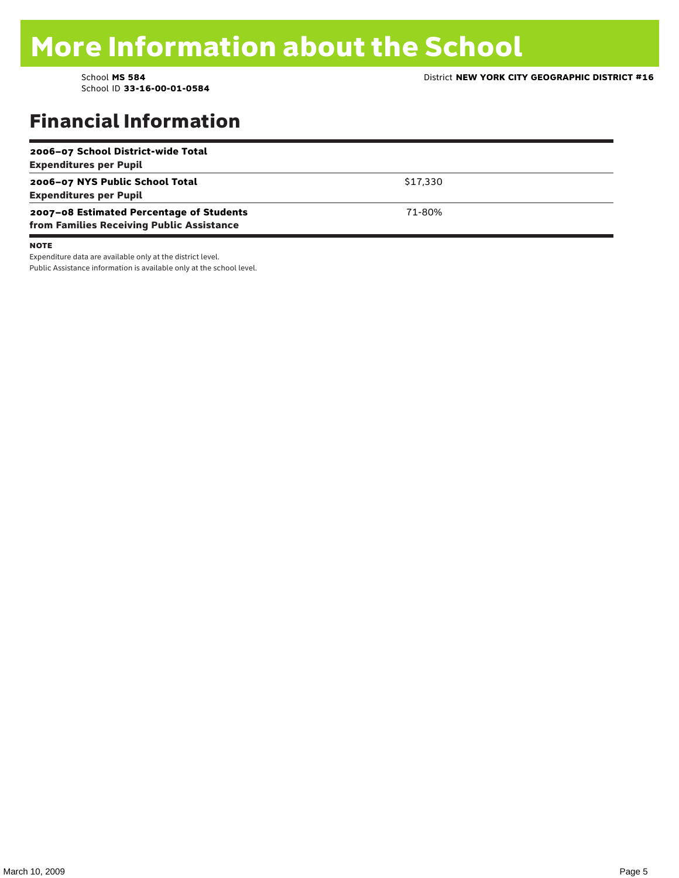# More Information about the School

School **MS 584**
School ID **33-16-00-01-0584**

District **NEW YORK CITY GEOGRAPHIC DISTRICT #16**

## Financial Information

| | |
|---|---|
| **2006–07 School District-wide Total Expenditures per Pupil** | |
| **2006–07 NYS Public School Total Expenditures per Pupil** | $17,330 |
| **2007–08 Estimated Percentage of Students from Families Receiving Public Assistance** | 71-80% |

**NOTE**

Expenditure data are available only at the district level.

Public Assistance information is available only at the school level.